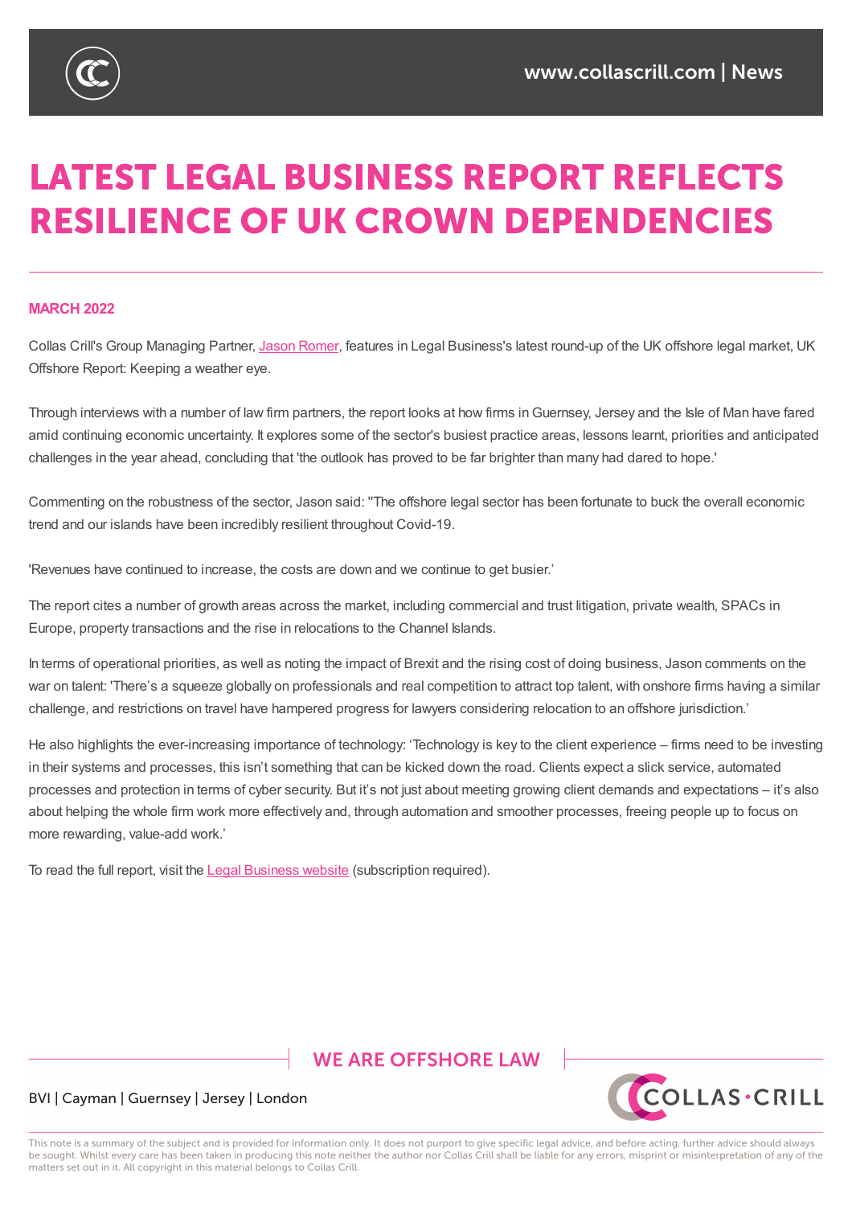# LATEST LEGAL BUSINESS REPORT REFLECTS RESILIENCE OF UK CROWN DEPENDENCIES

**MARCH 2022**

Collas Crill's Group Managing Partner, Jason Romer, features in Legal Business's latest round-up of the UK offshore legal market, UK Offshore Report: Keeping a weather eye.

Through interviews with a number of law firm partners, the report looks at how firms in Guernsey, Jersey and the Isle of Man have fared amid continuing economic uncertainty. It explores some of the sector's busiest practice areas, lessons learnt, priorities and anticipated challenges in the year ahead, concluding that 'the outlook has proved to be far brighter than many had dared to hope.'

Commenting on the robustness of the sector, Jason said: "The offshore legal sector has been fortunate to buck the overall economic trend and our islands have been incredibly resilient throughout Covid-19.

'Revenues have continued to increase, the costs are down and we continue to get busier.'

The report cites a number of growth areas across the market, including commercial and trust litigation, private wealth, SPACs in Europe, property transactions and the rise in relocations to the Channel Islands.

In terms of operational priorities, as well as noting the impact of Brexit and the rising cost of doing business, Jason comments on the war on talent: 'There's a squeeze globally on professionals and real competition to attract top talent, with onshore firms having a similar challenge, and restrictions on travel have hampered progress for lawyers considering relocation to an offshore jurisdiction.'

He also highlights the ever-increasing importance of technology: 'Technology is key to the client experience – firms need to be investing in their systems and processes, this isn't something that can be kicked down the road. Clients expect a slick service, automated processes and protection in terms of cyber security. But it's not just about meeting growing client demands and expectations – it's also about helping the whole firm work more effectively and, through automation and smoother processes, freeing people up to focus on more rewarding, value-add work.'

To read the full report, visit the Legal Business website (subscription required).

WE ARE OFFSHORE LAW

BVI | Cayman | Guernsey | Jersey | London

This note is a summary of the subject and is provided for information only. It does not purport to give specific legal advice, and before acting, further advice should always be sought. Whilst every care has been taken in producing this note neither the author nor Collas Crill shall be liable for any errors, misprint or misinterpretation of any of the matters set out in it. All copyright in this material belongs to Collas Crill.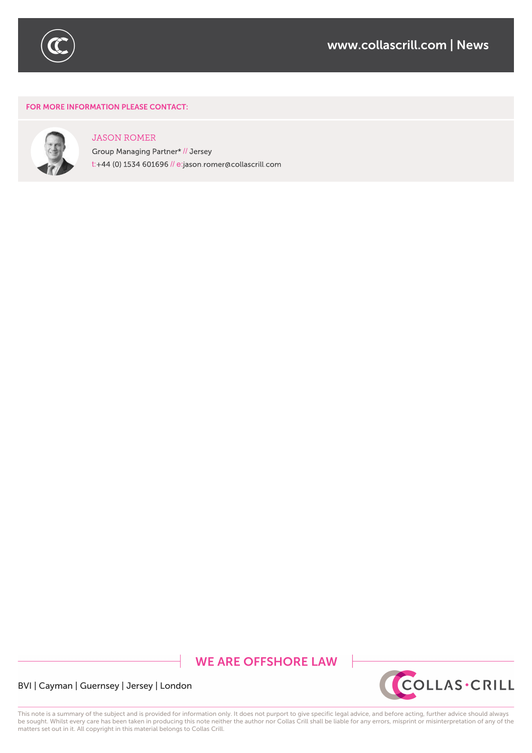FOR MORE INFORMATION PLEASE CONTACT:

JASON ROMER

Group Managing Partner* // Jersey

t:+44 (0) 1534 601696 // e:jason.romer@collascrill.com

WE ARE OFFSHORE LAW

BVI | Cayman | Guernsey | Jersey | London

This note is a summary of the subject and is provided for information only. It does not purport to give specific legal advice, and before acting, further advice should always be sought. Whilst every care has been taken in producing this note neither the author nor Collas Crill shall be liable for any errors, misprint or misinterpretation of any of the matters set out in it. All copyright in this material belongs to Collas Crill.